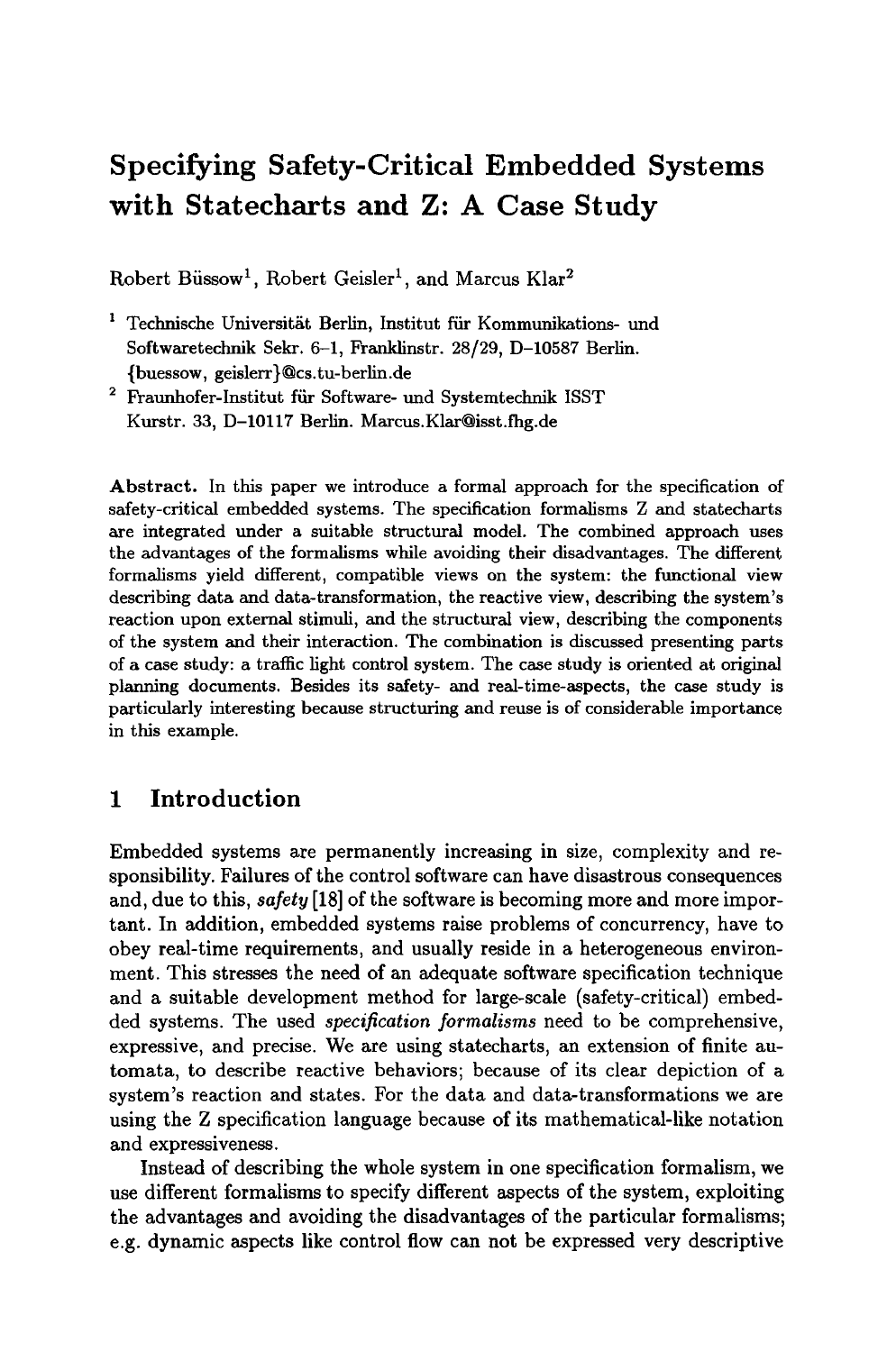# Specifying Safety-Critical Embedded Systems with Statecharts and Z: A Case Study

Robert Büssow[1], Robert Geisler[1], and Marcus Klar[2]

[1] Technische Universität Berlin, Institut für Kommunikations- und Softwaretechnik Sekr. 6–1, Franklinstr. 28/29, D–10587 Berlin. {buessow, geislerr}@cs.tu-berlin.de

[2] Fraunhofer-Institut für Software- und Systemtechnik ISST Kurstr. 33, D–10117 Berlin. Marcus.Klar@isst.fhg.de

**Abstract.** In this paper we introduce a formal approach for the specification of safety-critical embedded systems. The specification formalisms Z and statecharts are integrated under a suitable structural model. The combined approach uses the advantages of the formalisms while avoiding their disadvantages. The different formalisms yield different, compatible views on the system: the functional view describing data and data-transformation, the reactive view, describing the system's reaction upon external stimuli, and the structural view, describing the components of the system and their interaction. The combination is discussed presenting parts of a case study: a traffic light control system. The case study is oriented at original planning documents. Besides its safety- and real-time-aspects, the case study is particularly interesting because structuring and reuse is of considerable importance in this example.

## 1 Introduction

Embedded systems are permanently increasing in size, complexity and responsibility. Failures of the control software can have disastrous consequences and, due to this, *safety* [18] of the software is becoming more and more important. In addition, embedded systems raise problems of concurrency, have to obey real-time requirements, and usually reside in a heterogeneous environment. This stresses the need of an adequate software specification technique and a suitable development method for large-scale (safety-critical) embedded systems. The used *specification formalisms* need to be comprehensive, expressive, and precise. We are using statecharts, an extension of finite automata, to describe reactive behaviors; because of its clear depiction of a system's reaction and states. For the data and data-transformations we are using the Z specification language because of its mathematical-like notation and expressiveness.

Instead of describing the whole system in one specification formalism, we use different formalisms to specify different aspects of the system, exploiting the advantages and avoiding the disadvantages of the particular formalisms; e.g. dynamic aspects like control flow can not be expressed very descriptive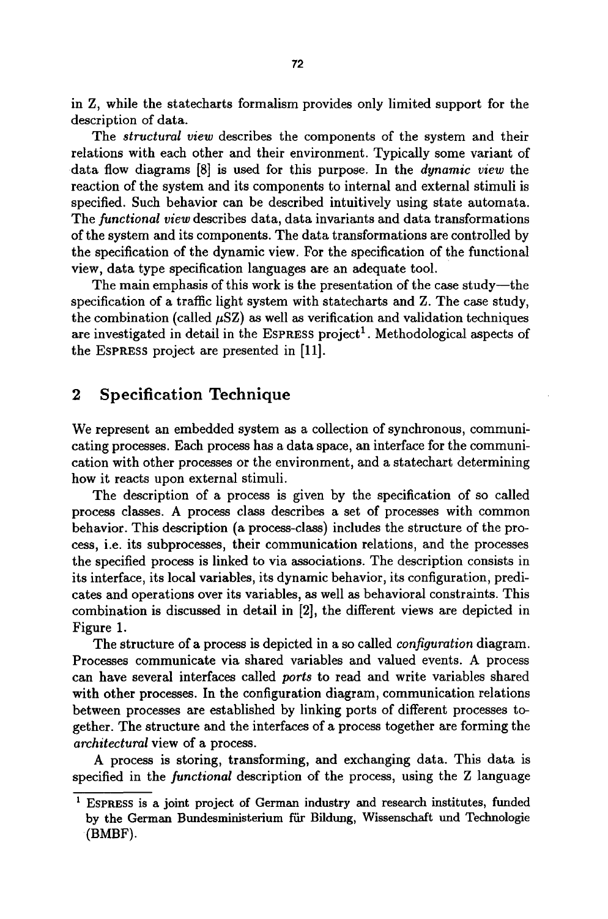in Z, while the statecharts formalism provides only limited support for the description of data.

The *structural view* describes the components of the system and their relations with each other and their environment. Typically some variant of data flow diagrams [8] is used for this purpose. In the *dynamic view* the reaction of the system and its components to internal and external stimuli is specified. Such behavior can be described intuitively using state automata. The *functional view* describes data, data invariants and data transformations of the system and its components. The data transformations are controlled by the specification of the dynamic view. For the specification of the functional view, data type specification languages are an adequate tool.

The main emphasis of this work is the presentation of the case study—the specification of a traffic light system with statecharts and Z. The case study, the combination (called $\mu$SZ) as well as verification and validation techniques are investigated in detail in the ESPRESS project[1]. Methodological aspects of the ESPRESS project are presented in [11].

## 2 Specification Technique

We represent an embedded system as a collection of synchronous, communicating processes. Each process has a data space, an interface for the communication with other processes or the environment, and a statechart determining how it reacts upon external stimuli.

The description of a process is given by the specification of so called process classes. A process class describes a set of processes with common behavior. This description (a process-class) includes the structure of the process, i.e. its subprocesses, their communication relations, and the processes the specified process is linked to via associations. The description consists in its interface, its local variables, its dynamic behavior, its configuration, predicates and operations over its variables, as well as behavioral constraints. This combination is discussed in detail in [2], the different views are depicted in Figure 1.

The structure of a process is depicted in a so called *configuration* diagram. Processes communicate via shared variables and valued events. A process can have several interfaces called *ports* to read and write variables shared with other processes. In the configuration diagram, communication relations between processes are established by linking ports of different processes together. The structure and the interfaces of a process together are forming the *architectural* view of a process.

A process is storing, transforming, and exchanging data. This data is specified in the *functional* description of the process, using the Z language

[1] ESPRESS is a joint project of German industry and research institutes, funded by the German Bundesministerium für Bildung, Wissenschaft und Technologie (BMBF).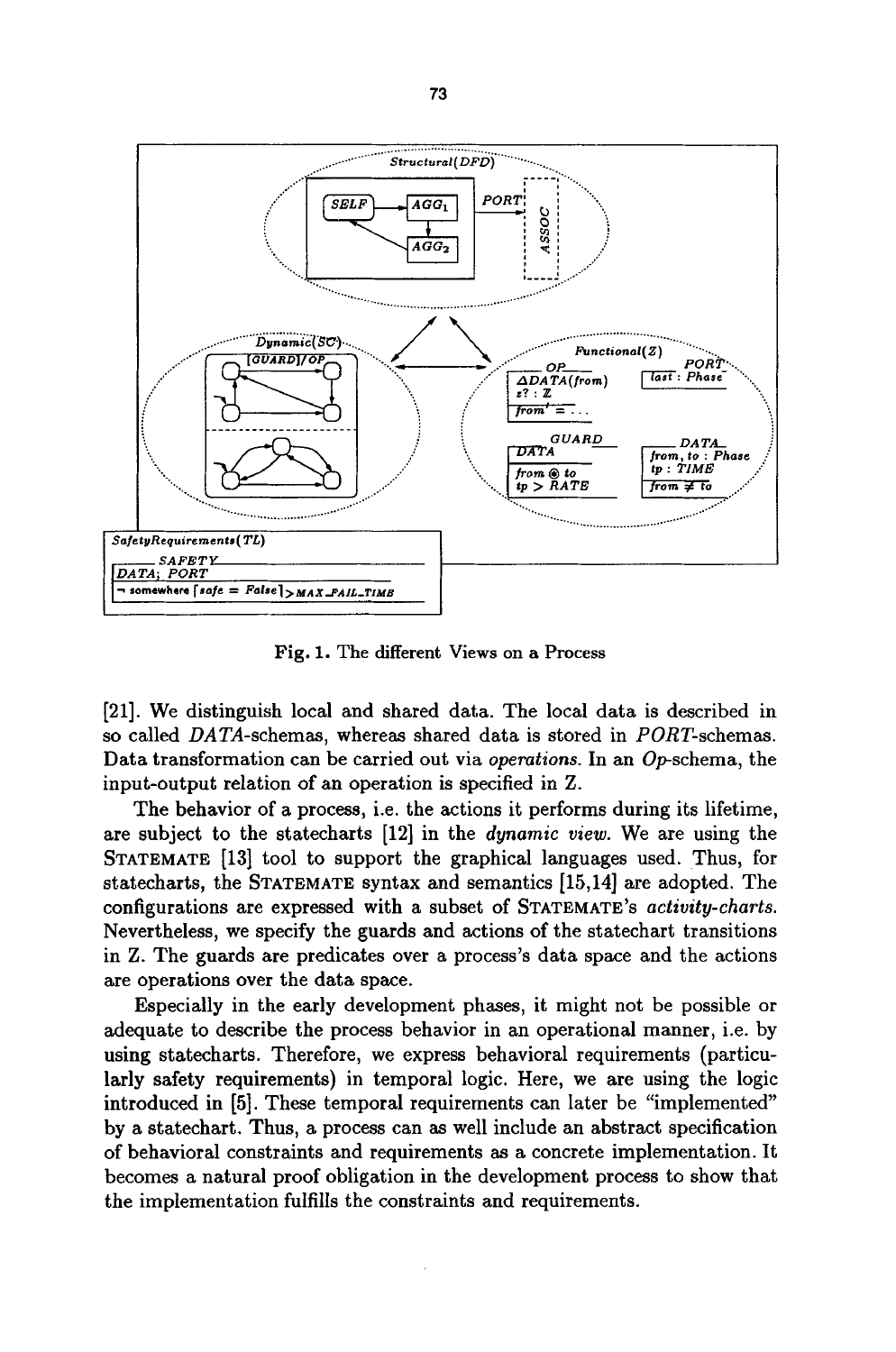Fig. 1. The different Views on a Process

[21]. We distinguish local and shared data. The local data is described in so called *DATA*-schemas, whereas shared data is stored in *PORT*-schemas. Data transformation can be carried out via *operations*. In an *Op*-schema, the input-output relation of an operation is specified in Z.

The behavior of a process, i.e. the actions it performs during its lifetime, are subject to the statecharts [12] in the *dynamic view*. We are using the STATEMATE [13] tool to support the graphical languages used. Thus, for statecharts, the STATEMATE syntax and semantics [15,14] are adopted. The configurations are expressed with a subset of STATEMATE's *activity-charts*. Nevertheless, we specify the guards and actions of the statechart transitions in Z. The guards are predicates over a process's data space and the actions are operations over the data space.

Especially in the early development phases, it might not be possible or adequate to describe the process behavior in an operational manner, i.e. by using statecharts. Therefore, we express behavioral requirements (particularly safety requirements) in temporal logic. Here, we are using the logic introduced in [5]. These temporal requirements can later be "implemented" by a statechart. Thus, a process can as well include an abstract specification of behavioral constraints and requirements as a concrete implementation. It becomes a natural proof obligation in the development process to show that the implementation fulfills the constraints and requirements.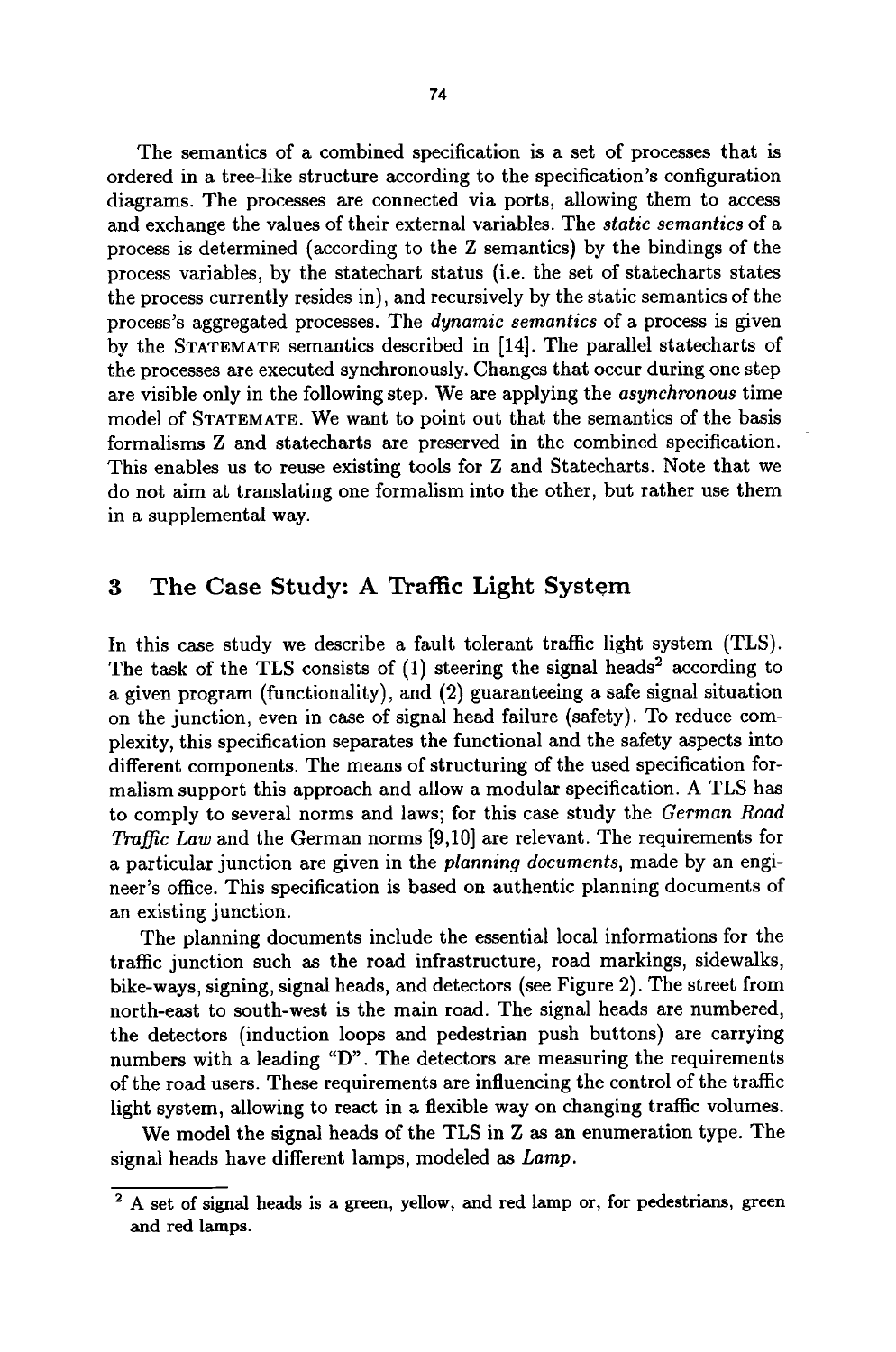The semantics of a combined specification is a set of processes that is ordered in a tree-like structure according to the specification's configuration diagrams. The processes are connected via ports, allowing them to access and exchange the values of their external variables. The *static semantics* of a process is determined (according to the Z semantics) by the bindings of the process variables, by the statechart status (i.e. the set of statecharts states the process currently resides in), and recursively by the static semantics of the process's aggregated processes. The *dynamic semantics* of a process is given by the STATEMATE semantics described in [14]. The parallel statecharts of the processes are executed synchronously. Changes that occur during one step are visible only in the following step. We are applying the *asynchronous* time model of STATEMATE. We want to point out that the semantics of the basis formalisms Z and statecharts are preserved in the combined specification. This enables us to reuse existing tools for Z and Statecharts. Note that we do not aim at translating one formalism into the other, but rather use them in a supplemental way.

## 3 The Case Study: A Traffic Light System

In this case study we describe a fault tolerant traffic light system (TLS). The task of the TLS consists of (1) steering the signal heads[2] according to a given program (functionality), and (2) guaranteeing a safe signal situation on the junction, even in case of signal head failure (safety). To reduce complexity, this specification separates the functional and the safety aspects into different components. The means of structuring of the used specification formalism support this approach and allow a modular specification. A TLS has to comply to several norms and laws; for this case study the *German Road Traffic Law* and the German norms [9,10] are relevant. The requirements for a particular junction are given in the *planning documents*, made by an engineer's office. This specification is based on authentic planning documents of an existing junction.

The planning documents include the essential local informations for the traffic junction such as the road infrastructure, road markings, sidewalks, bike-ways, signing, signal heads, and detectors (see Figure 2). The street from north-east to south-west is the main road. The signal heads are numbered, the detectors (induction loops and pedestrian push buttons) are carrying numbers with a leading "D". The detectors are measuring the requirements of the road users. These requirements are influencing the control of the traffic light system, allowing to react in a flexible way on changing traffic volumes.

We model the signal heads of the TLS in Z as an enumeration type. The signal heads have different lamps, modeled as *Lamp*.

[2] A set of signal heads is a green, yellow, and red lamp or, for pedestrians, green and red lamps.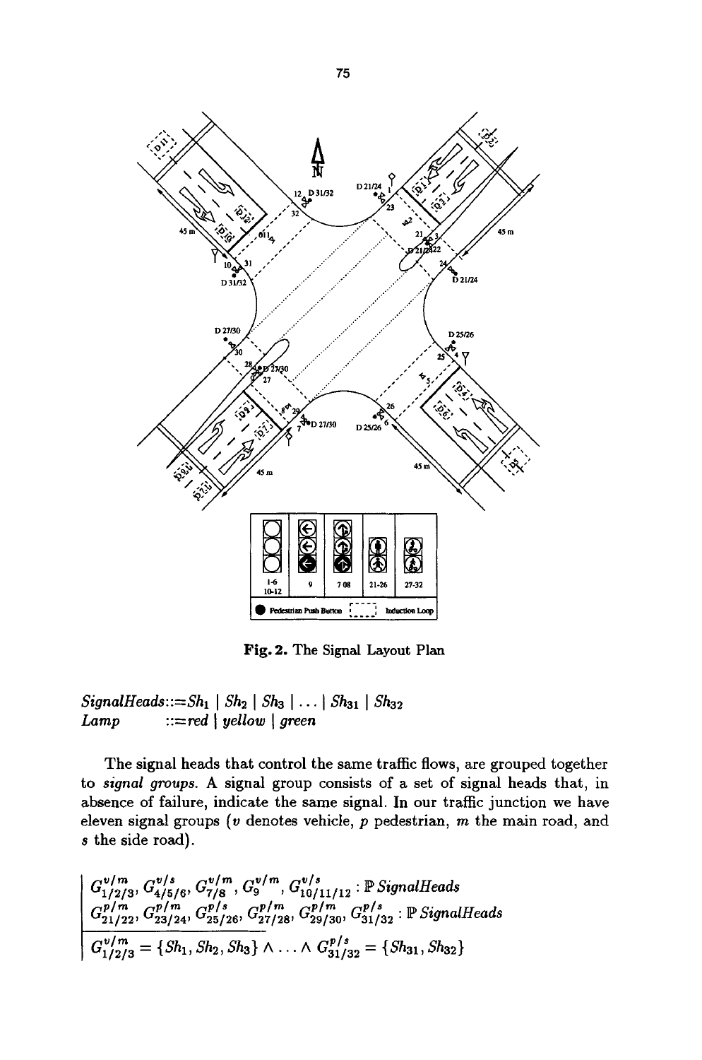Fig. 2. The Signal Layout Plan

*SignalHeads*::= $Sh_1$ | $Sh_2$ | $Sh_3$ | ... | $Sh_{31}$ | $Sh_{32}$
*Lamp* ::= *red* | *yellow* | *green*

The signal heads that control the same traffic flows, are grouped together to *signal groups*. A signal group consists of a set of signal heads that, in absence of failure, indicate the same signal. In our traffic junction we have eleven signal groups ($v$ denotes vehicle, $p$ pedestrian, $m$ the main road, and $s$ the side road).

$$G^{v/m}_{1/2/3}, G^{v/s}_{4/5/6}, G^{v/m}_{7/8}, G^{v/m}_{9}, G^{v/s}_{10/11/12} : \mathbb{P}\,SignalHeads$$
$$G^{p/m}_{21/22}, G^{p/m}_{23/24}, G^{p/s}_{25/26}, G^{p/m}_{27/28}, G^{p/m}_{29/30}, G^{p/s}_{31/32} : \mathbb{P}\,SignalHeads$$

$$G^{v/m}_{1/2/3} = \{Sh_1, Sh_2, Sh_3\} \land \ldots \land G^{p/s}_{31/32} = \{Sh_{31}, Sh_{32}\}$$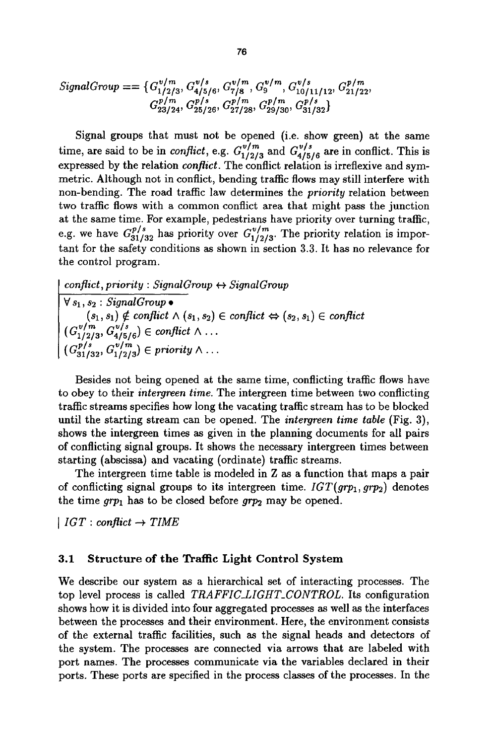$$SignalGroup == \{G^{v/m}_{1/2/3}, G^{v/s}_{4/5/6}, G^{v/m}_{7/8}, G^{v/m}_{9}, G^{v/s}_{10/11/12}, G^{p/m}_{21/22}, G^{p/m}_{23/24}, G^{p/s}_{25/26}, G^{p/m}_{27/28}, G^{p/m}_{29/30}, G^{p/s}_{31/32}\}$$

Signal groups that must not be opened (i.e. show green) at the same time, are said to be in *conflict*, e.g. $G^{v/m}_{1/2/3}$ and $G^{v/s}_{4/5/6}$ are in conflict. This is expressed by the relation *conflict*. The conflict relation is irreflexive and symmetric. Although not in conflict, bending traffic flows may still interfere with non-bending. The road traffic law determines the *priority* relation between two traffic flows with a common conflict area that might pass the junction at the same time. For example, pedestrians have priority over turning traffic, e.g. we have $G^{p/s}_{31/32}$ has priority over $G^{v/m}_{1/2/3}$. The priority relation is important for the safety conditions as shown in section 3.3. It has no relevance for the control program.

$$conflict, priority : SignalGroup \leftrightarrow SignalGroup$$

$$\forall s_1, s_2 : SignalGroup \bullet$$
$$(s_1, s_1) \notin conflict \land (s_1, s_2) \in conflict \Leftrightarrow (s_2, s_1) \in conflict$$
$$(G^{v/m}_{1/2/3}, G^{v/s}_{4/5/6}) \in conflict \land \ldots$$
$$(G^{p/s}_{31/32}, G^{v/m}_{1/2/3}) \in priority \land \ldots$$

Besides not being opened at the same time, conflicting traffic flows have to obey to their *intergreen time*. The intergreen time between two conflicting traffic streams specifies how long the vacating traffic stream has to be blocked until the starting stream can be opened. The *intergreen time table* (Fig. 3), shows the intergreen times as given in the planning documents for all pairs of conflicting signal groups. It shows the necessary intergreen times between starting (abscissa) and vacating (ordinate) traffic streams.

The intergreen time table is modeled in Z as a function that maps a pair of conflicting signal groups to its intergreen time. $IGT(grp_1, grp_2)$ denotes the time $grp_1$ has to be closed before $grp_2$ may be opened.

$$IGT : conflict \rightarrow TIME$$

### 3.1 Structure of the Traffic Light Control System

We describe our system as a hierarchical set of interacting processes. The top level process is called *TRAFFIC_LIGHT_CONTROL*. Its configuration shows how it is divided into four aggregated processes as well as the interfaces between the processes and their environment. Here, the environment consists of the external traffic facilities, such as the signal heads and detectors of the system. The processes are connected via arrows that are labeled with port names. The processes communicate via the variables declared in their ports. These ports are specified in the process classes of the processes. In the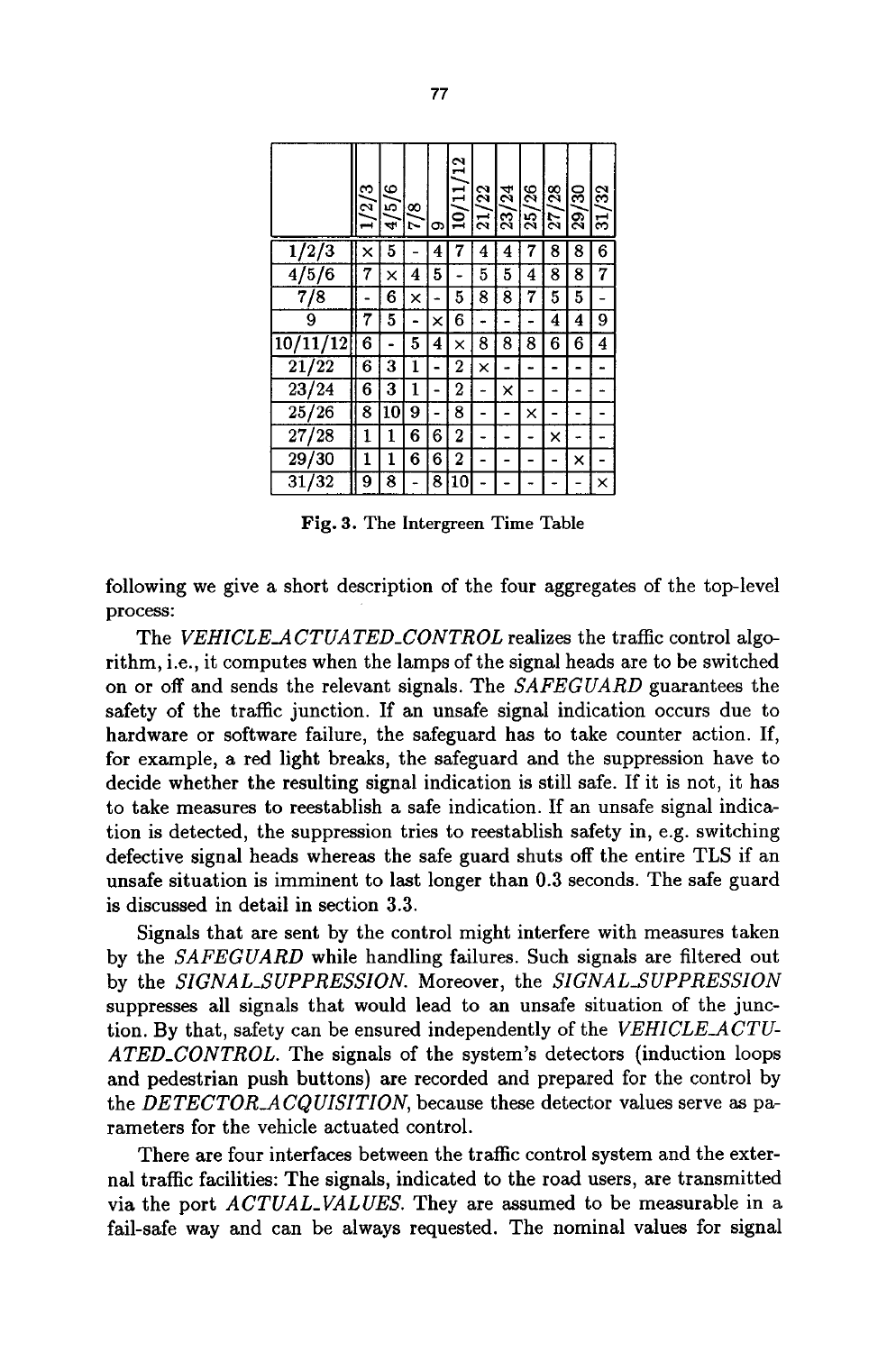| | 1/2/3 | 4/5/6 | 7/8 | 9 | 10/11/12 | 21/22 | 23/24 | 25/26 | 27/28 | 29/30 | 31/32 |
|---|---|---|---|---|---|---|---|---|---|---|---|
| 1/2/3 | × | 5 | - | 4 | 7 | 4 | 4 | 7 | 8 | 8 | 6 |
| 4/5/6 | 7 | × | 4 | 5 | - | 5 | 5 | 4 | 8 | 8 | 7 |
| 7/8 | - | 6 | × | - | 5 | 8 | 8 | 7 | 5 | 5 | - |
| 9 | 7 | 5 | - | × | 6 | - | - | - | 4 | 4 | 9 |
| 10/11/12 | 6 | - | 5 | 4 | × | 8 | 8 | 8 | 6 | 6 | 4 |
| 21/22 | 6 | 3 | 1 | - | 2 | × | - | - | - | - | - |
| 23/24 | 6 | 3 | 1 | - | 2 | - | × | - | - | - | - |
| 25/26 | 8 | 10 | 9 | - | 8 | - | - | × | - | - | - |
| 27/28 | 1 | 1 | 6 | 6 | 2 | - | - | - | × | - | - |
| 29/30 | 1 | 1 | 6 | 6 | 2 | - | - | - | - | × | - |
| 31/32 | 9 | 8 | - | 8 | 10 | - | - | - | - | - | × |

**Fig. 3.** The Intergreen Time Table

following we give a short description of the four aggregates of the top-level process:

The *VEHICLE_ACTUATED_CONTROL* realizes the traffic control algorithm, i.e., it computes when the lamps of the signal heads are to be switched on or off and sends the relevant signals. The *SAFEGUARD* guarantees the safety of the traffic junction. If an unsafe signal indication occurs due to hardware or software failure, the safeguard has to take counter action. If, for example, a red light breaks, the safeguard and the suppression have to decide whether the resulting signal indication is still safe. If it is not, it has to take measures to reestablish a safe indication. If an unsafe signal indication is detected, the suppression tries to reestablish safety in, e.g. switching defective signal heads whereas the safe guard shuts off the entire TLS if an unsafe situation is imminent to last longer than 0.3 seconds. The safe guard is discussed in detail in section 3.3.

Signals that are sent by the control might interfere with measures taken by the *SAFEGUARD* while handling failures. Such signals are filtered out by the *SIGNAL_SUPPRESSION*. Moreover, the *SIGNAL_SUPPRESSION* suppresses all signals that would lead to an unsafe situation of the junction. By that, safety can be ensured independently of the *VEHICLE_ACTUATED_CONTROL*. The signals of the system's detectors (induction loops and pedestrian push buttons) are recorded and prepared for the control by the *DETECTOR_ACQUISITION*, because these detector values serve as parameters for the vehicle actuated control.

There are four interfaces between the traffic control system and the external traffic facilities: The signals, indicated to the road users, are transmitted via the port *ACTUAL_VALUES*. They are assumed to be measurable in a fail-safe way and can be always requested. The nominal values for signal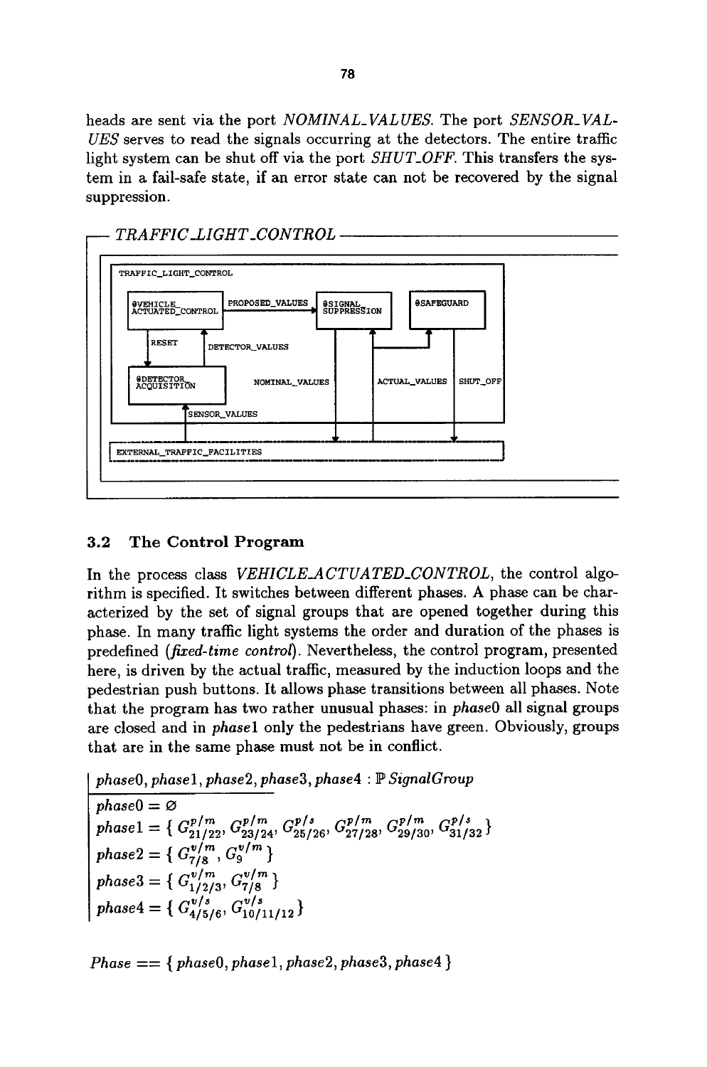heads are sent via the port *NOMINAL_VALUES*. The port *SENSOR_VALUES* serves to read the signals occurring at the detectors. The entire traffic light system can be shut off via the port *SHUT_OFF*. This transfers the system in a fail-safe state, if an error state can not be recovered by the signal suppression.

*TRAFFIC_LIGHT_CONTROL*

```
TRAFFIC_LIGHT_CONTROL

@VEHICLE_ACTUATED_CONTROL  --PROPOSED_VALUES-->  @SIGNAL_SUPPRESSION      @SAFEGUARD
        RESET  |  DETECTOR_VALUES
@DETECTOR_ACQUISITION      NOMINAL_VALUES      ACTUAL_VALUES      SHUT_OFF
        SENSOR_VALUES

EXTERNAL_TRAFFIC_FACILITIES
```

### 3.2 The Control Program

In the process class *VEHICLE_ACTUATED_CONTROL*, the control algorithm is specified. It switches between different phases. A phase can be characterized by the set of signal groups that are opened together during this phase. In many traffic light systems the order and duration of the phases is predefined (*fixed-time control*). Nevertheless, the control program, presented here, is driven by the actual traffic, measured by the induction loops and the pedestrian push buttons. It allows phase transitions between all phases. Note that the program has two rather unusual phases: in *phase*0 all signal groups are closed and in *phase*1 only the pedestrians have green. Obviously, groups that are in the same phase must not be in conflict.

$$phase0, phase1, phase2, phase3, phase4 : \mathbb{P}\, SignalGroup$$

$$phase0 = \varnothing$$

$$phase1 = \{\, G^{p/m}_{21/22}, G^{p/m}_{23/24}, G^{p/s}_{25/26}, G^{p/m}_{27/28}, G^{p/m}_{29/30}, G^{p/s}_{31/32} \,\}$$

$$phase2 = \{\, G^{v/m}_{7/8}, G^{v/m}_{9} \,\}$$

$$phase3 = \{\, G^{v/m}_{1/2/3}, G^{v/m}_{7/8} \,\}$$

$$phase4 = \{\, G^{v/s}_{4/5/6}, G^{v/s}_{10/11/12} \,\}$$

$$Phase == \{\, phase0, phase1, phase2, phase3, phase4 \,\}$$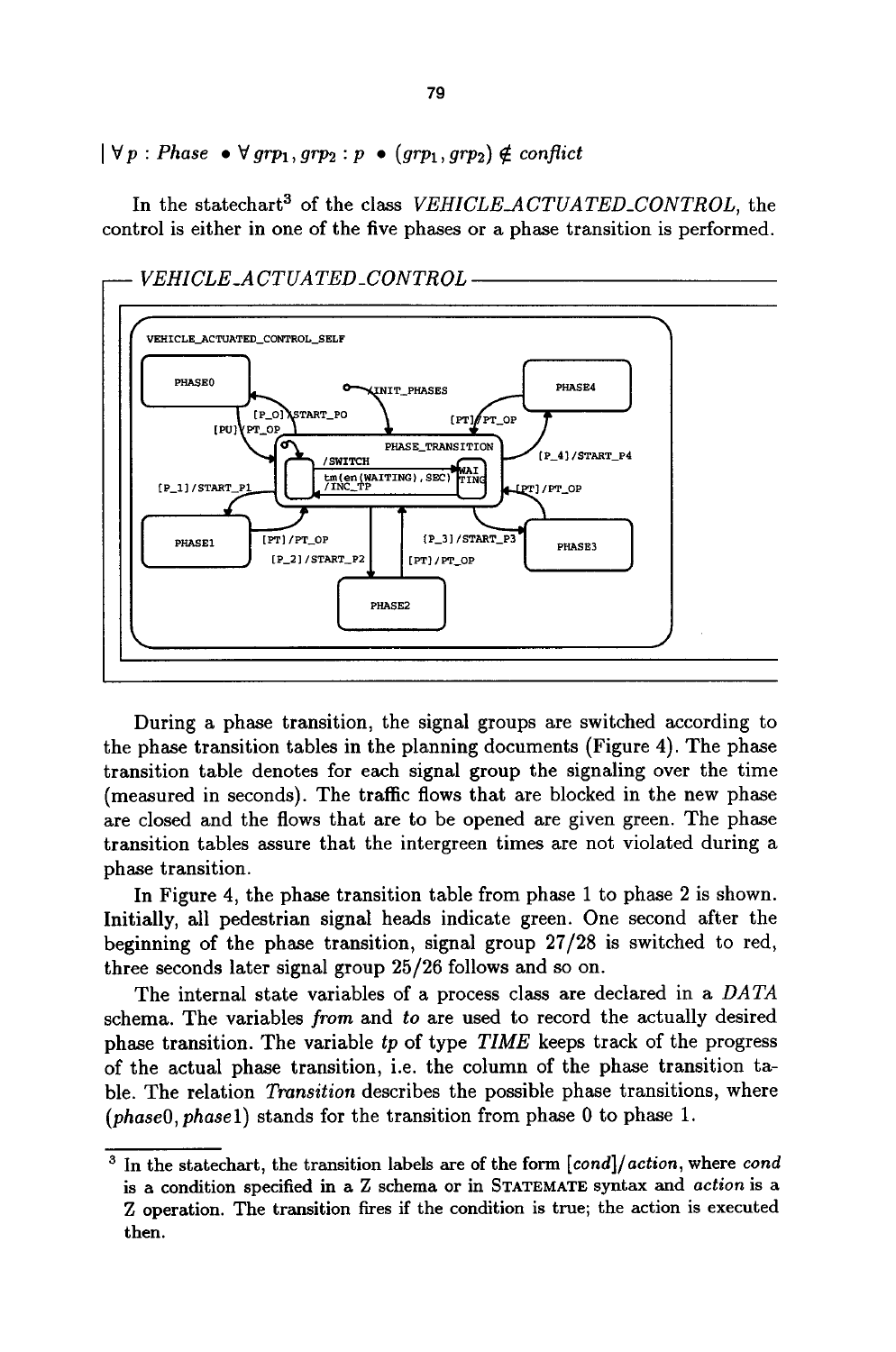$| \forall p : Phase \bullet \forall grp_1, grp_2 : p \bullet (grp_1, grp_2) \notin conflict$

In the statechart[3] of the class *VEHICLE_ACTUATED_CONTROL*, the control is either in one of the five phases or a phase transition is performed.

*VEHICLE_ACTUATED_CONTROL*

```
VEHICLE_ACTUATED_CONTROL_SELF

PHASE0        INIT_PHASES                         PHASE4
   [P_0]/START_P0                [PT]/PT_OP
   [PU]/PT_OP
                  PHASE_TRANSITION
                  /SWITCH                          [P_4]/START_P4
[P_1]/START_P1    tm(en(WAITING),SEC)  WAITING
                  /INC_TP                          [PT]/PT_OP

PHASE1   [PT]/PT_OP             [P_3]/START_P3     PHASE3
         [P_2]/START_P2         [PT]/PT_OP

                       PHASE2
```

During a phase transition, the signal groups are switched according to the phase transition tables in the planning documents (Figure 4). The phase transition table denotes for each signal group the signaling over the time (measured in seconds). The traffic flows that are blocked in the new phase are closed and the flows that are to be opened are given green. The phase transition tables assure that the intergreen times are not violated during a phase transition.

In Figure 4, the phase transition table from phase 1 to phase 2 is shown. Initially, all pedestrian signal heads indicate green. One second after the beginning of the phase transition, signal group 27/28 is switched to red, three seconds later signal group 25/26 follows and so on.

The internal state variables of a process class are declared in a *DATA* schema. The variables *from* and *to* are used to record the actually desired phase transition. The variable *tp* of type *TIME* keeps track of the progress of the actual phase transition, i.e. the column of the phase transition table. The relation *Transition* describes the possible phase transitions, where (*phase0*, *phase1*) stands for the transition from phase 0 to phase 1.

---

[3] In the statechart, the transition labels are of the form [*cond*]/*action*, where *cond* is a condition specified in a Z schema or in STATEMATE syntax and *action* is a Z operation. The transition fires if the condition is true; the action is executed then.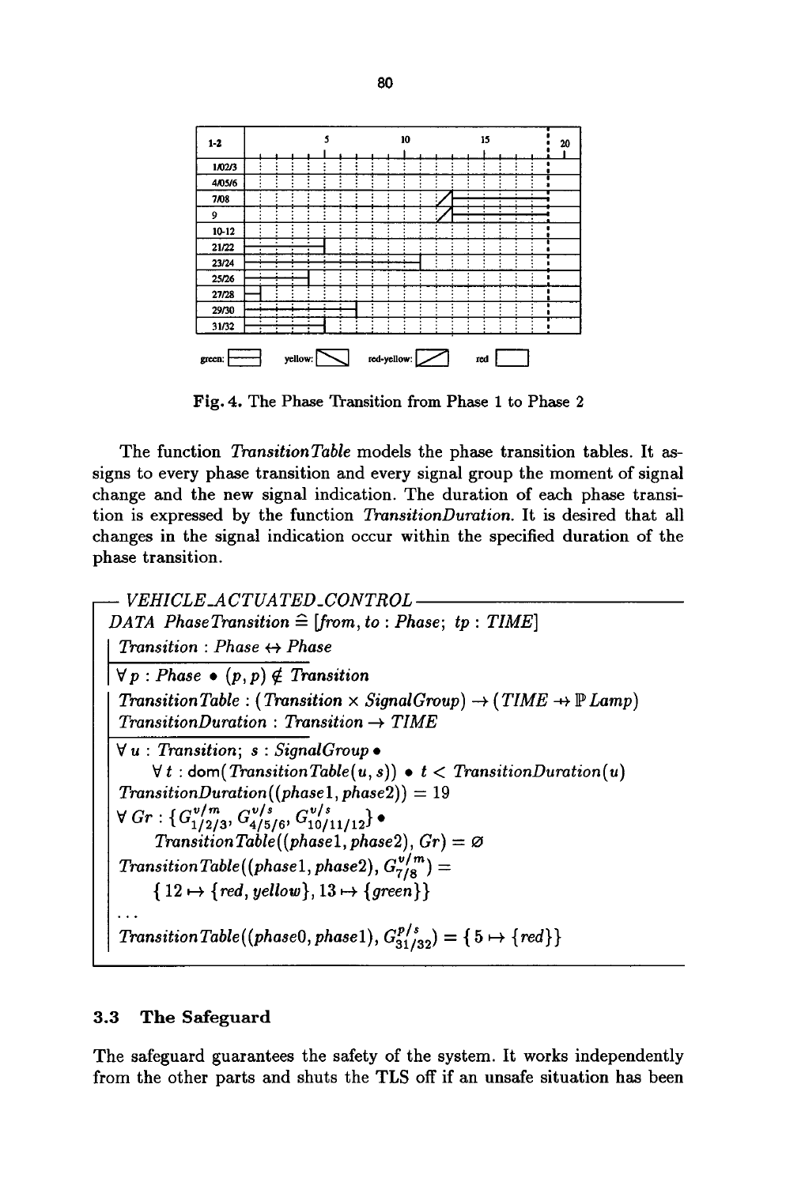| 1-2 | 5 | 10 | 15 | 20 |
|---|---|---|---|---|
| 1/02/3 | | | | |
| 4/05/6 | | | | |
| 7/08 | | | | |
| 9 | | | | |
| 10-12 | | | | |
| 21/22 | | | | |
| 23/24 | | | | |
| 25/26 | | | | |
| 27/28 | | | | |
| 29/30 | | | | |
| 31/32 | | | | |

green: yellow: red-yellow: red

**Fig. 4.** The Phase Transition from Phase 1 to Phase 2

The function *TransitionTable* models the phase transition tables. It assigns to every phase transition and every signal group the moment of signal change and the new signal indication. The duration of each phase transition is expressed by the function *TransitionDuration*. It is desired that all changes in the signal indication occur within the specified duration of the phase transition.

*VEHICLE_ACTUATED_CONTROL*

*DATA PhaseTransition* $\widehat{=}$ [*from*, *to* : *Phase*; *tp* : *TIME*]

*Transition* : *Phase* $\leftrightarrow$ *Phase*

$\forall\, p : Phase \bullet (p, p) \notin Transition$

*TransitionTable* : (*Transition* $\times$ *SignalGroup*) $\rightarrow$ (*TIME* $\nrightarrow$ $\mathbb{P}$ *Lamp*)

*TransitionDuration* : *Transition* $\rightarrow$ *TIME*

$\forall\, u : Transition;\ s : SignalGroup \bullet$
$\quad \forall\, t : \mathrm{dom}(TransitionTable(u, s)) \bullet t < TransitionDuration(u)$

$TransitionDuration((phase1, phase2)) = 19$

$\forall\, Gr : \{G^{v/m}_{1/2/3}, G^{v/s}_{4/5/6}, G^{v/s}_{10/11/12}\} \bullet$
$\quad TransitionTable((phase1, phase2), Gr) = \varnothing$

$TransitionTable((phase1, phase2), G^{v/m}_{7/8}) =$
$\quad \{12 \mapsto \{red, yellow\}, 13 \mapsto \{green\}\}$

...

$TransitionTable((phase0, phase1), G^{p/s}_{31/32}) = \{5 \mapsto \{red\}\}$

### 3.3 The Safeguard

The safeguard guarantees the safety of the system. It works independently from the other parts and shuts the TLS off if an unsafe situation has been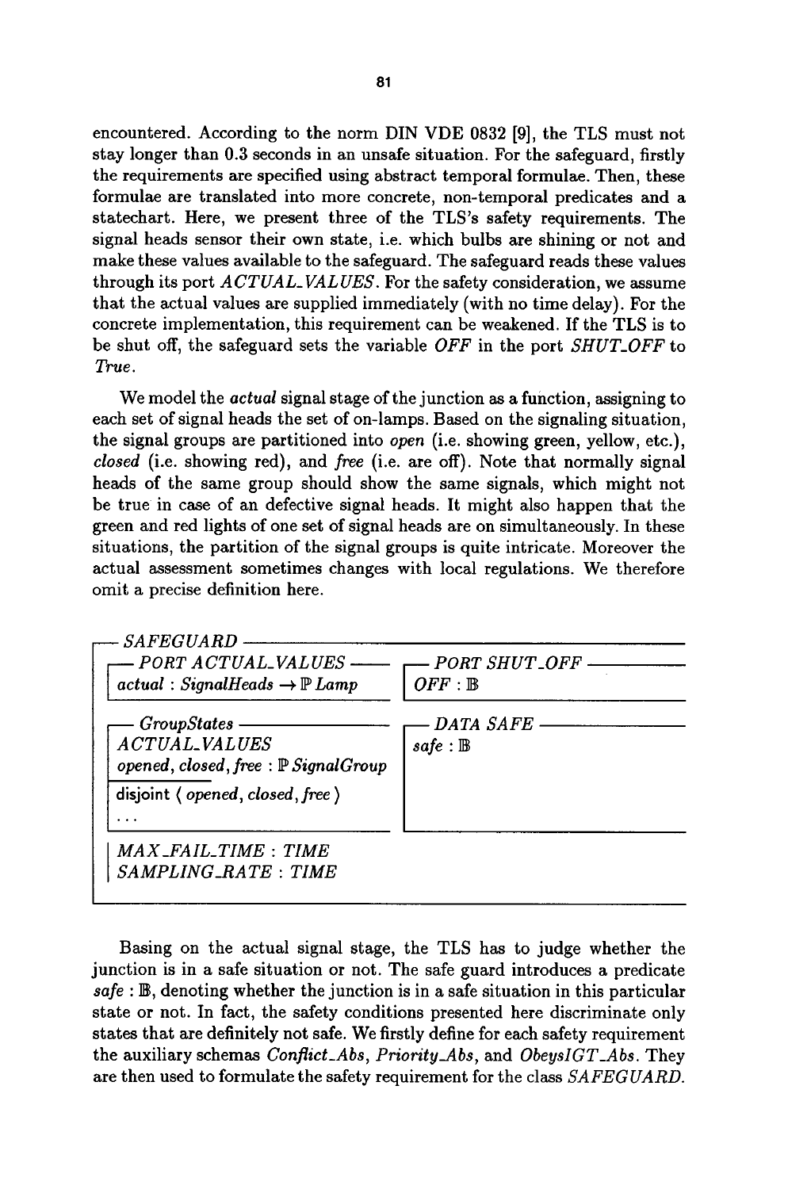encountered. According to the norm DIN VDE 0832 [9], the TLS must not stay longer than 0.3 seconds in an unsafe situation. For the safeguard, firstly the requirements are specified using abstract temporal formulae. Then, these formulae are translated into more concrete, non-temporal predicates and a statechart. Here, we present three of the TLS's safety requirements. The signal heads sensor their own state, i.e. which bulbs are shining or not and make these values available to the safeguard. The safeguard reads these values through its port *ACTUAL_VALUES*. For the safety consideration, we assume that the actual values are supplied immediately (with no time delay). For the concrete implementation, this requirement can be weakened. If the TLS is to be shut off, the safeguard sets the variable *OFF* in the port *SHUT_OFF* to *True*.

We model the *actual* signal stage of the junction as a function, assigning to each set of signal heads the set of on-lamps. Based on the signaling situation, the signal groups are partitioned into *open* (i.e. showing green, yellow, etc.), *closed* (i.e. showing red), and *free* (i.e. are off). Note that normally signal heads of the same group should show the same signals, which might not be true in case of an defective signal heads. It might also happen that the green and red lights of one set of signal heads are on simultaneously. In these situations, the partition of the signal groups is quite intricate. Moreover the actual assessment sometimes changes with local regulations. We therefore omit a precise definition here.

```
── SAFEGUARD ──────────────────────────────────────────────────
│ ┌─ PORT ACTUAL_VALUES ──────        ┌─ PORT SHUT_OFF ──────────
│ │ actual : SignalHeads → ℙ Lamp     │ OFF : 𝔹
│
│ ┌─ GroupStates ──────────────        ┌─ DATA SAFE ──────────────
│ │ ACTUAL_VALUES                      │ safe : 𝔹
│ │ opened, closed, free : ℙ SignalGroup
│ ├──────────
│ │ disjoint ⟨ opened, closed, free ⟩
│ │ ...
│
│ │ MAX_FAIL_TIME : TIME
│ │ SAMPLING_RATE : TIME
└───────────────────────────────────────────────────────────────
```

Basing on the actual signal stage, the TLS has to judge whether the junction is in a safe situation or not. The safe guard introduces a predicate $safe : \mathbb{B}$, denoting whether the junction is in a safe situation in this particular state or not. In fact, the safety conditions presented here discriminate only states that are definitely not safe. We firstly define for each safety requirement the auxiliary schemas *Conflict_Abs*, *Priority_Abs*, and *ObeysIGT_Abs*. They are then used to formulate the safety requirement for the class *SAFEGUARD*.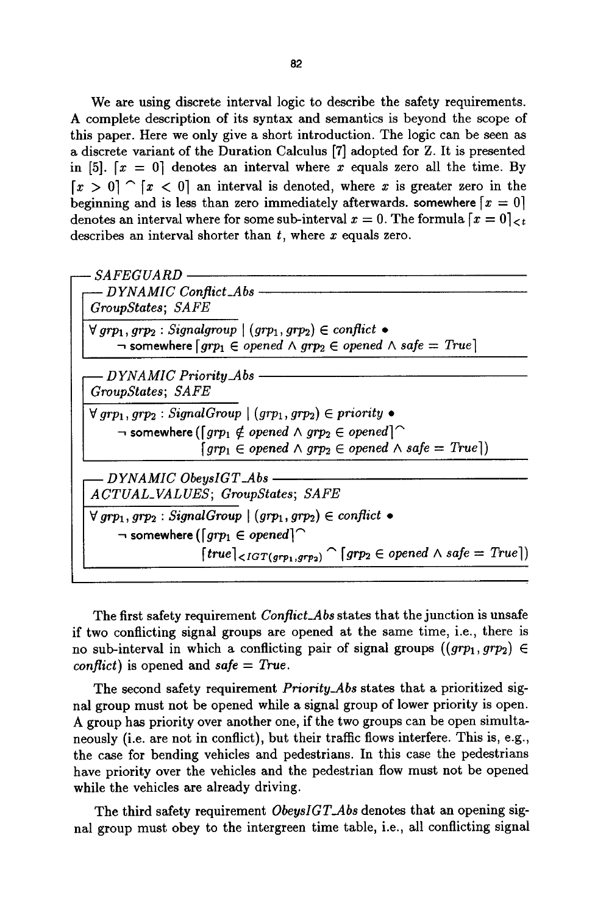We are using discrete interval logic to describe the safety requirements. A complete description of its syntax and semantics is beyond the scope of this paper. Here we only give a short introduction. The logic can be seen as a discrete variant of the Duration Calculus [7] adopted for Z. It is presented in [5]. $\lceil x = 0 \rceil$ denotes an interval where $x$ equals zero all the time. By $\lceil x > 0 \rceil \frown \lceil x < 0 \rceil$ an interval is denoted, where $x$ is greater zero in the beginning and is less than zero immediately afterwards. somewhere $\lceil x = 0 \rceil$ denotes an interval where for some sub-interval $x = 0$. The formula $\lceil x = 0 \rceil_{<t}$ describes an interval shorter than $t$, where $x$ equals zero.

**SAFEGUARD**

**DYNAMIC Conflict_Abs**

*GroupStates*; *SAFE*

$$\forall grp_1, grp_2 : Signalgroup \mid (grp_1, grp_2) \in conflict \bullet$$
$$\neg \text{ somewhere } \lceil grp_1 \in opened \land grp_2 \in opened \land safe = True \rceil$$

**DYNAMIC Priority_Abs**

*GroupStates*; *SAFE*

$$\forall grp_1, grp_2 : SignalGroup \mid (grp_1, grp_2) \in priority \bullet$$
$$\neg \text{ somewhere } (\lceil grp_1 \notin opened \land grp_2 \in opened \rceil \frown \lceil grp_1 \in opened \land grp_2 \in opened \land safe = True \rceil)$$

**DYNAMIC ObeysIGT_Abs**

*ACTUAL_VALUES*; *GroupStates*; *SAFE*

$$\forall grp_1, grp_2 : SignalGroup \mid (grp_1, grp_2) \in conflict \bullet$$
$$\neg \text{ somewhere } (\lceil grp_1 \in opened \rceil \frown \lceil true \rceil_{<IGT(grp_1, grp_2)} \frown \lceil grp_2 \in opened \land safe = True \rceil)$$

The first safety requirement *Conflict_Abs* states that the junction is unsafe if two conflicting signal groups are opened at the same time, i.e., there is no sub-interval in which a conflicting pair of signal groups ($(grp_1, grp_2) \in conflict$) is opened and $safe = True$.

The second safety requirement *Priority_Abs* states that a prioritized signal group must not be opened while a signal group of lower priority is open. A group has priority over another one, if the two groups can be open simultaneously (i.e. are not in conflict), but their traffic flows interfere. This is, e.g., the case for bending vehicles and pedestrians. In this case the pedestrians have priority over the vehicles and the pedestrian flow must not be opened while the vehicles are already driving.

The third safety requirement *ObeysIGT_Abs* denotes that an opening signal group must obey to the intergreen time table, i.e., all conflicting signal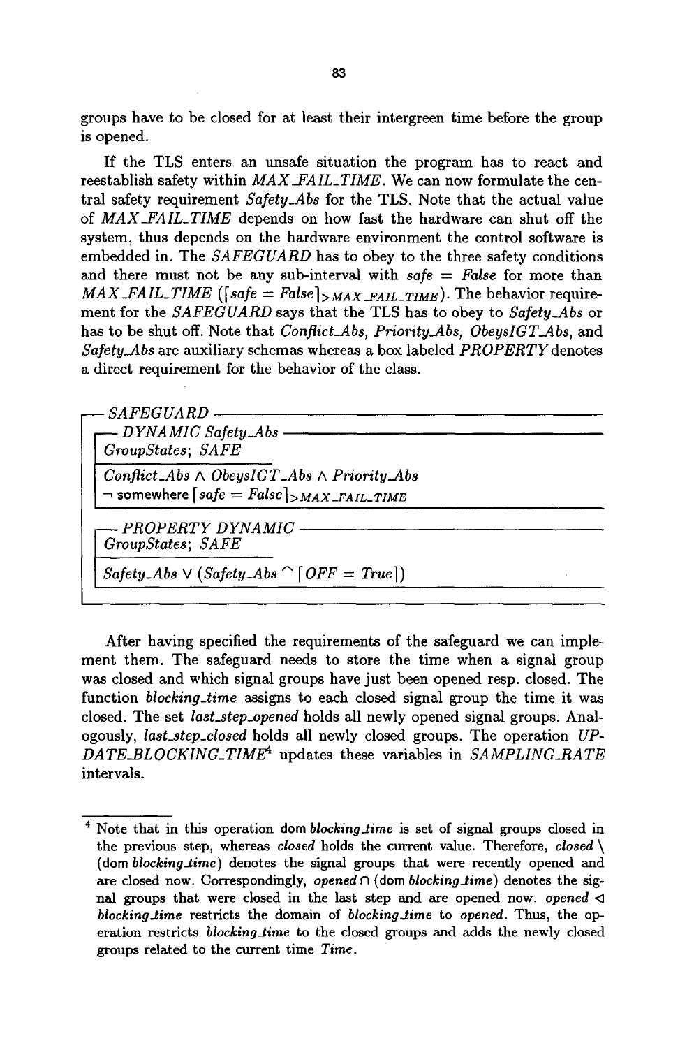groups have to be closed for at least their intergreen time before the group is opened.

If the TLS enters an unsafe situation the program has to react and reestablish safety within *MAX_FAIL_TIME*. We can now formulate the central safety requirement *Safety_Abs* for the TLS. Note that the actual value of *MAX_FAIL_TIME* depends on how fast the hardware can shut off the system, thus depends on the hardware environment the control software is embedded in. The *SAFEGUARD* has to obey to the three safety conditions and there must not be any sub-interval with *safe* = *False* for more than *MAX_FAIL_TIME* ($\lceil safe = False \rceil_{> MAX\_FAIL\_TIME}$). The behavior requirement for the *SAFEGUARD* says that the TLS has to obey to *Safety_Abs* or has to be shut off. Note that *Conflict_Abs, Priority_Abs, ObeysIGT_Abs*, and *Safety_Abs* are auxiliary schemas whereas a box labeled *PROPERTY* denotes a direct requirement for the behavior of the class.

```
── SAFEGUARD ──────────────────────────────────────────
  ── DYNAMIC Safety_Abs ───────────────────────────────
  GroupStates; SAFE
  ─────────────────────────────────────────────────────
  Conflict_Abs ∧ ObeysIGT_Abs ∧ Priority_Abs
  ¬ somewhere ⌈safe = False⌉>MAX_FAIL_TIME

  ── PROPERTY DYNAMIC ─────────────────────────────────
  GroupStates; SAFE
  ─────────────────────────────────────────────────────
  Safety_Abs ∨ (Safety_Abs ⌢ ⌈OFF = True⌉)
───────────────────────────────────────────────────────
```

After having specified the requirements of the safeguard we can implement them. The safeguard needs to store the time when a signal group was closed and which signal groups have just been opened resp. closed. The function *blocking_time* assigns to each closed signal group the time it was closed. The set *last_step_opened* holds all newly opened signal groups. Analogously, *last_step_closed* holds all newly closed groups. The operation *UPDATE_BLOCKING_TIME*[4] updates these variables in *SAMPLING_RATE* intervals.

---

[4] Note that in this operation dom *blocking_time* is set of signal groups closed in the previous step, whereas *closed* holds the current value. Therefore, *closed* $\setminus$ (dom *blocking_time*) denotes the signal groups that were recently opened and are closed now. Correspondingly, *opened* $\cap$ (dom *blocking_time*) denotes the signal groups that were closed in the last step and are opened now. *opened* $\lhd$ *blocking_time* restricts the domain of *blocking_time* to *opened*. Thus, the operation restricts *blocking_time* to the closed groups and adds the newly closed groups related to the current time *Time*.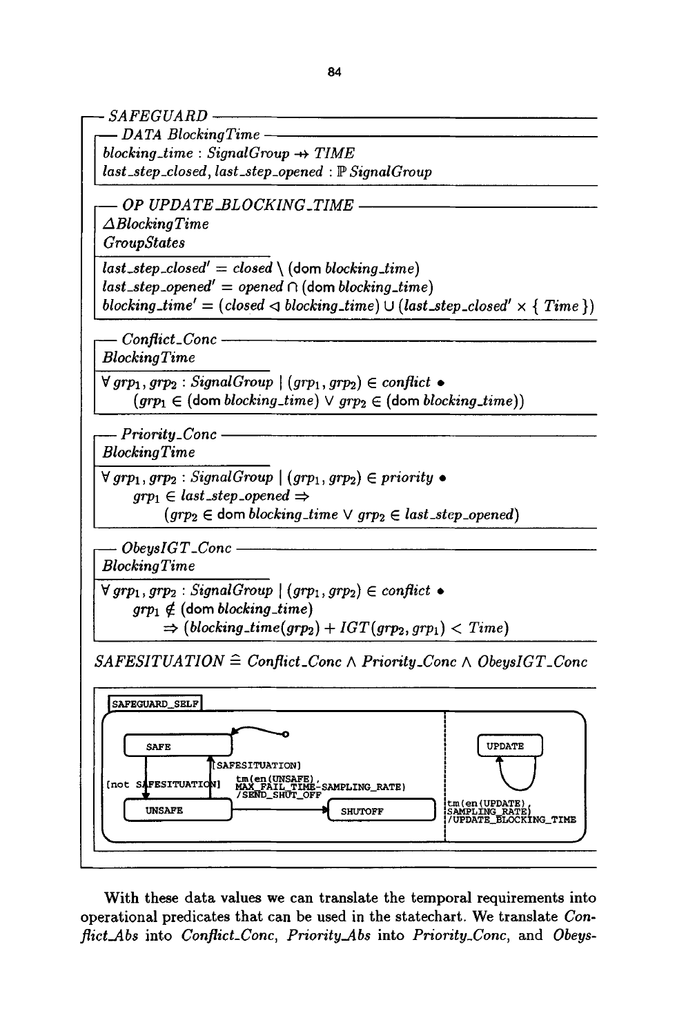**SAFEGUARD**

**DATA BlockingTime**

$blocking\_time : SignalGroup \rightarrowtail TIME$
$last\_step\_closed, last\_step\_opened : \mathbb{P}\, SignalGroup$

**OP UPDATE_BLOCKING_TIME**

$\Delta BlockingTime$
$GroupStates$

---

$last\_step\_closed' = closed \setminus (\mathrm{dom}\, blocking\_time)$
$last\_step\_opened' = opened \cap (\mathrm{dom}\, blocking\_time)$
$blocking\_time' = (closed \lhd blocking\_time) \cup (last\_step\_closed' \times \{ Time \})$

**Conflict_Conc**

$BlockingTime$

---

$\forall grp_1, grp_2 : SignalGroup \mid (grp_1, grp_2) \in conflict \bullet$
$\quad (grp_1 \in (\mathrm{dom}\, blocking\_time) \lor grp_2 \in (\mathrm{dom}\, blocking\_time))$

**Priority_Conc**

$BlockingTime$

---

$\forall grp_1, grp_2 : SignalGroup \mid (grp_1, grp_2) \in priority \bullet$
$\quad grp_1 \in last\_step\_opened \Rightarrow$
$\quad\quad (grp_2 \in \mathrm{dom}\, blocking\_time \lor grp_2 \in last\_step\_opened)$

**ObeysIGT_Conc**

$BlockingTime$

---

$\forall grp_1, grp_2 : SignalGroup \mid (grp_1, grp_2) \in conflict \bullet$
$\quad grp_1 \notin (\mathrm{dom}\, blocking\_time)$
$\quad\quad \Rightarrow (blocking\_time(grp_2) + IGT(grp_2, grp_1) < Time)$

$SAFESITUATION \mathrel{\widehat=} Conflict\_Conc \land Priority\_Conc \land ObeysIGT\_Conc$

```
SAFEGUARD_SELF
  SAFE --[not SAFESITUATION]--> UNSAFE
  UNSAFE --[SAFESITUATION]--> SAFE
  UNSAFE --tm(en(UNSAFE), MAX_FAIL_TIME-SAMPLING_RATE) /SEND_SHUT_OFF--> SHUTOFF
  ||
  UPDATE --tm(en(UPDATE), SAMPLING_RATE) /UPDATE_BLOCKING_TIME--> UPDATE
```

With these data values we can translate the temporal requirements into operational predicates that can be used in the statechart. We translate *Conflict_Abs* into *Conflict_Conc*, *Priority_Abs* into *Priority_Conc*, and *Obeys-*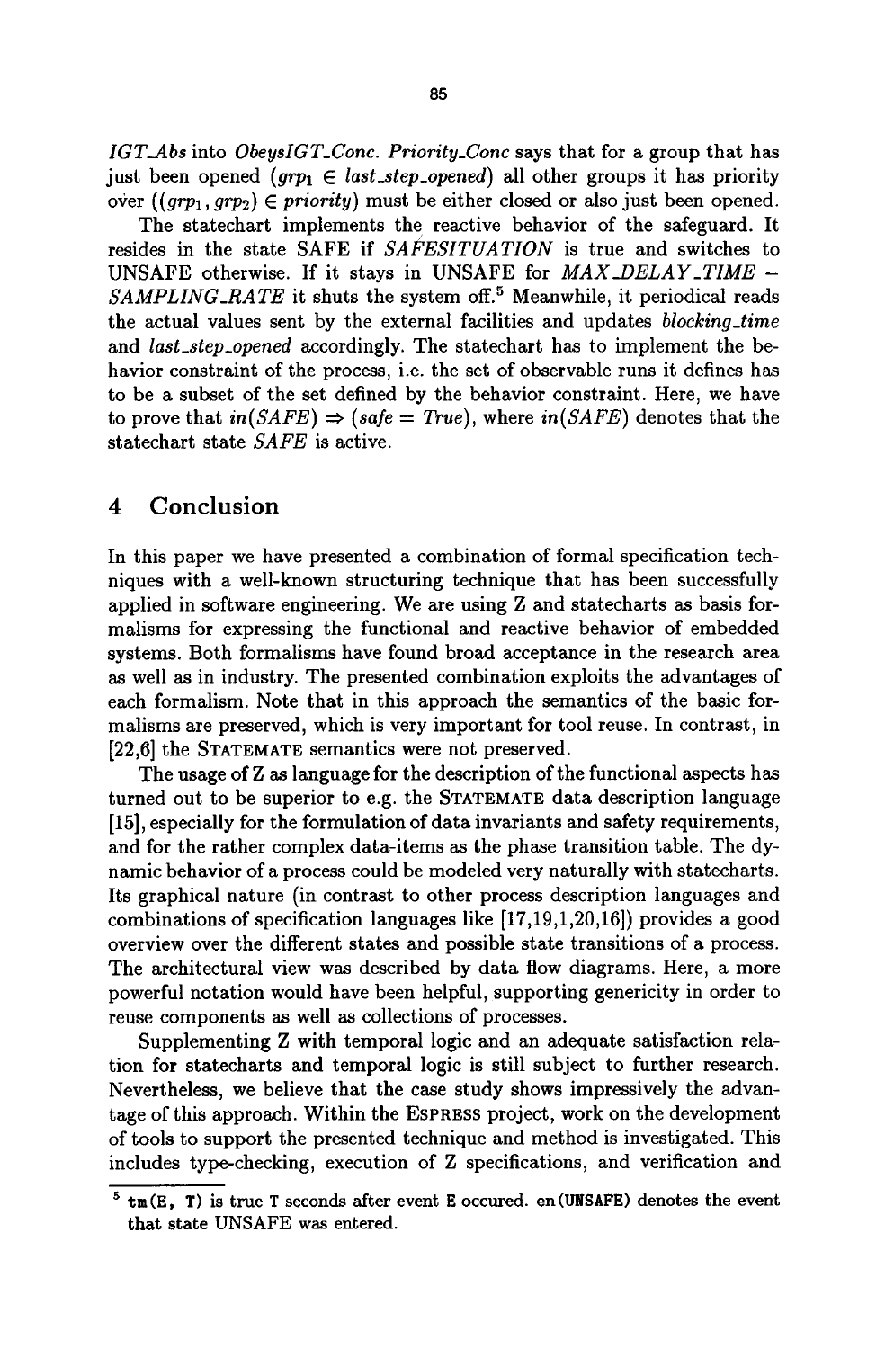*IGT_Abs* into *ObeysIGT_Conc*. *Priority_Conc* says that for a group that has just been opened ($grp_1 \in last\_step\_opened$) all other groups it has priority over ($(grp_1, grp_2) \in priority$) must be either closed or also just been opened.

The statechart implements the reactive behavior of the safeguard. It resides in the state SAFE if *SAFESITUATION* is true and switches to UNSAFE otherwise. If it stays in UNSAFE for *MAX_DELAY_TIME* – *SAMPLING_RATE* it shuts the system off.[5] Meanwhile, it periodical reads the actual values sent by the external facilities and updates *blocking_time* and *last_step_opened* accordingly. The statechart has to implement the behavior constraint of the process, i.e. the set of observable runs it defines has to be a subset of the set defined by the behavior constraint. Here, we have to prove that $in(SAFE) \Rightarrow (safe = True)$, where $in(SAFE)$ denotes that the statechart state *SAFE* is active.

# 4 Conclusion

In this paper we have presented a combination of formal specification techniques with a well-known structuring technique that has been successfully applied in software engineering. We are using Z and statecharts as basis formalisms for expressing the functional and reactive behavior of embedded systems. Both formalisms have found broad acceptance in the research area as well as in industry. The presented combination exploits the advantages of each formalism. Note that in this approach the semantics of the basic formalisms are preserved, which is very important for tool reuse. In contrast, in [22,6] the STATEMATE semantics were not preserved.

The usage of Z as language for the description of the functional aspects has turned out to be superior to e.g. the STATEMATE data description language [15], especially for the formulation of data invariants and safety requirements, and for the rather complex data-items as the phase transition table. The dynamic behavior of a process could be modeled very naturally with statecharts. Its graphical nature (in contrast to other process description languages and combinations of specification languages like [17,19,1,20,16]) provides a good overview over the different states and possible state transitions of a process. The architectural view was described by data flow diagrams. Here, a more powerful notation would have been helpful, supporting genericity in order to reuse components as well as collections of processes.

Supplementing Z with temporal logic and an adequate satisfaction relation for statecharts and temporal logic is still subject to further research. Nevertheless, we believe that the case study shows impressively the advantage of this approach. Within the ESPRESS project, work on the development of tools to support the presented technique and method is investigated. This includes type-checking, execution of Z specifications, and verification and

[5] `tm(E, T)` is true `T` seconds after event `E` occured. `en(UNSAFE)` denotes the event that state UNSAFE was entered.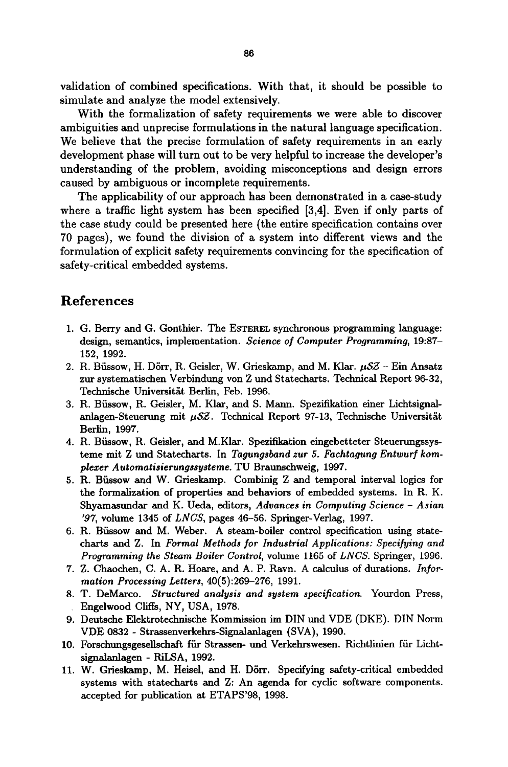validation of combined specifications. With that, it should be possible to simulate and analyze the model extensively.

With the formalization of safety requirements we were able to discover ambiguities and unprecise formulations in the natural language specification. We believe that the precise formulation of safety requirements in an early development phase will turn out to be very helpful to increase the developer's understanding of the problem, avoiding misconceptions and design errors caused by ambiguous or incomplete requirements.

The applicability of our approach has been demonstrated in a case-study where a traffic light system has been specified [3,4]. Even if only parts of the case study could be presented here (the entire specification contains over 70 pages), we found the division of a system into different views and the formulation of explicit safety requirements convincing for the specification of safety-critical embedded systems.

## References

1. G. Berry and G. Gonthier. The ESTEREL synchronous programming language: design, semantics, implementation. *Science of Computer Programming*, 19:87–152, 1992.
2. R. Büssow, H. Dörr, R. Geisler, W. Grieskamp, and M. Klar. $\mu SZ$ – Ein Ansatz zur systematischen Verbindung von Z und Statecharts. Technical Report 96-32, Technische Universität Berlin, Feb. 1996.
3. R. Büssow, R. Geisler, M. Klar, and S. Mann. Spezifikation einer Lichtsignalanlagen-Steuerung mit $\mu SZ$. Technical Report 97-13, Technische Universität Berlin, 1997.
4. R. Büssow, R. Geisler, and M.Klar. Spezifikation eingebetteter Steuerungssysteme mit Z und Statecharts. In *Tagungsband zur 5. Fachtagung Entwurf komplexer Automatisierungssysteme*. TU Braunschweig, 1997.
5. R. Büssow and W. Grieskamp. Combinig Z and temporal interval logics for the formalization of properties and behaviors of embedded systems. In R. K. Shyamasundar and K. Ueda, editors, *Advances in Computing Science – Asian '97*, volume 1345 of *LNCS*, pages 46–56. Springer-Verlag, 1997.
6. R. Büssow and M. Weber. A steam-boiler control specification using statecharts and Z. In *Formal Methods for Industrial Applications: Specifying and Programming the Steam Boiler Control*, volume 1165 of *LNCS*. Springer, 1996.
7. Z. Chaochen, C. A. R. Hoare, and A. P. Ravn. A calculus of durations. *Information Processing Letters*, 40(5):269–276, 1991.
8. T. DeMarco. *Structured analysis and system specification*. Yourdon Press, Engelwood Cliffs, NY, USA, 1978.
9. Deutsche Elektrotechnische Kommission im DIN und VDE (DKE). DIN Norm VDE 0832 - Strassenverkehrs-Signalanlagen (SVA), 1990.
10. Forschungsgesellschaft für Strassen- und Verkehrswesen. Richtlinien für Lichtsignalanlagen - RiLSA, 1992.
11. W. Grieskamp, M. Heisel, and H. Dörr. Specifying safety-critical embedded systems with statecharts and Z: An agenda for cyclic software components. accepted for publication at ETAPS'98, 1998.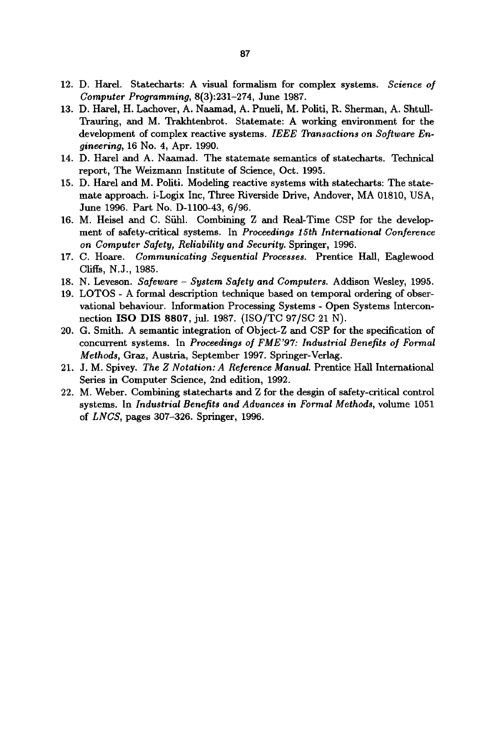12. D. Harel. Statecharts: A visual formalism for complex systems. *Science of Computer Programming*, 8(3):231–274, June 1987.
13. D. Harel, H. Lachover, A. Naamad, A. Pnueli, M. Politi, R. Sherman, A. Shtull-Trauring, and M. Trakhtenbrot. Statemate: A working environment for the development of complex reactive systems. *IEEE Transactions on Software Engineering*, 16 No. 4, Apr. 1990.
14. D. Harel and A. Naamad. The statemate semantics of statecharts. Technical report, The Weizmann Institute of Science, Oct. 1995.
15. D. Harel and M. Politi. Modeling reactive systems with statecharts: The statemate approach. i-Logix Inc, Three Riverside Drive, Andover, MA 01810, USA, June 1996. Part No. D-1100-43, 6/96.
16. M. Heisel and C. Sühl. Combining Z and Real-Time CSP for the development of safety-critical systems. In *Proceedings 15th International Conference on Computer Safety, Reliability and Security*. Springer, 1996.
17. C. Hoare. *Communicating Sequential Processes*. Prentice Hall, Eaglewood Cliffs, N.J., 1985.
18. N. Leveson. *Safeware – System Safety and Computers*. Addison Wesley, 1995.
19. LOTOS - A formal description technique based on temporal ordering of observational behaviour. Information Processing Systems - Open Systems Interconnection **ISO DIS 8807**, jul. 1987. (ISO/TC 97/SC 21 N).
20. G. Smith. A semantic integration of Object-Z and CSP for the specification of concurrent systems. In *Proceedings of FME'97: Industrial Benefits of Formal Methods*, Graz, Austria, September 1997. Springer-Verlag.
21. J. M. Spivey. *The Z Notation: A Reference Manual*. Prentice Hall International Series in Computer Science, 2nd edition, 1992.
22. M. Weber. Combining statecharts and Z for the desgin of safety-critical control systems. In *Industrial Benefits and Advances in Formal Methods*, volume 1051 of *LNCS*, pages 307–326. Springer, 1996.